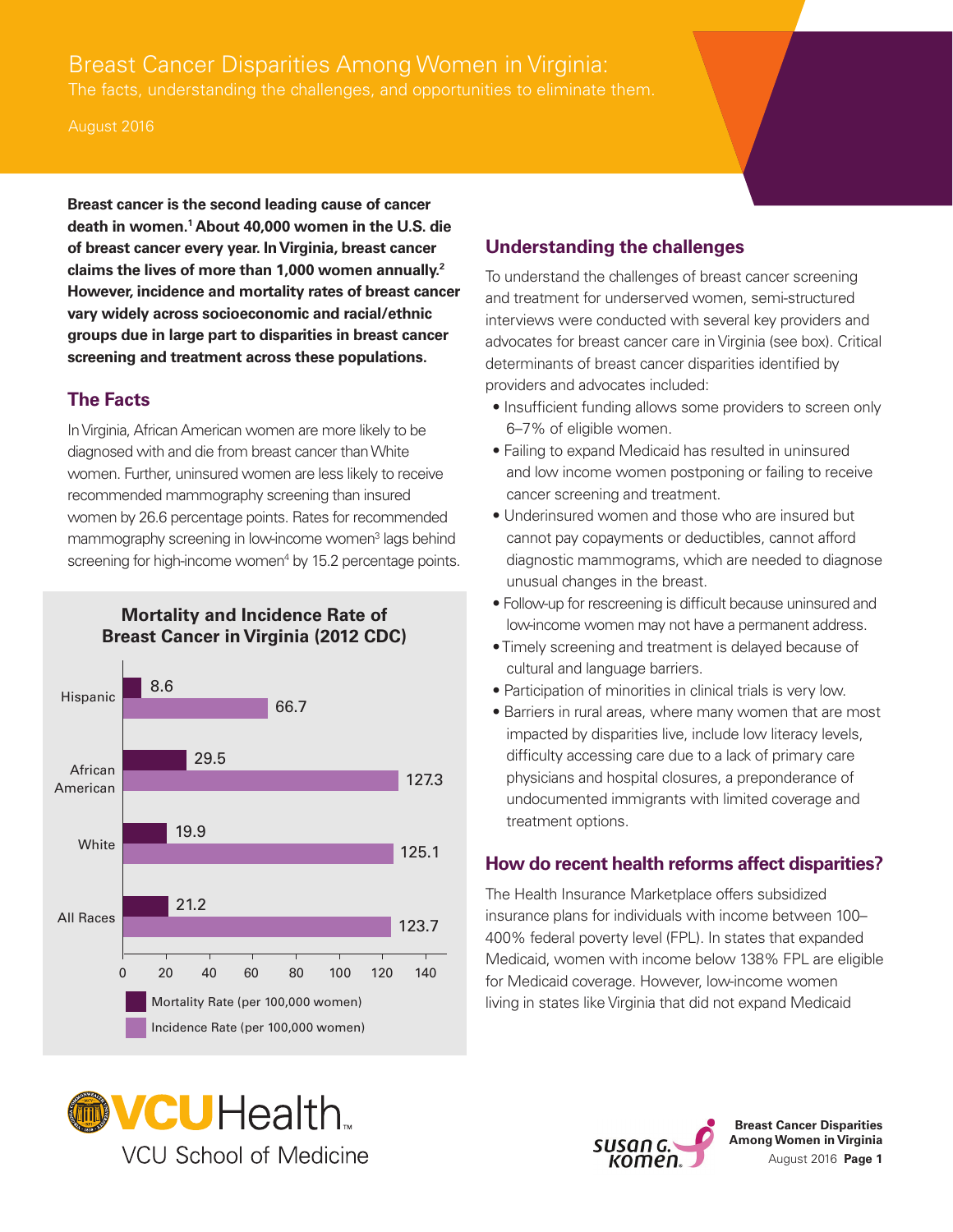# Breast Cancer Disparities Among Women in Virginia:

The facts, understanding the challenges, and opportunities to eliminate them.

August 2016

**Breast cancer is the second leading cause of cancer death in women.[1] About 40,000 women in the U.S. die of breast cancer every year. In Virginia, breast cancer claims the lives of more than 1,000 women annually.[2] However, incidence and mortality rates of breast cancer vary widely across socioeconomic and racial/ethnic groups due in large part to disparities in breast cancer screening and treatment across these populations.**

## The Facts

In Virginia, African American women are more likely to be diagnosed with and die from breast cancer than White women. Further, uninsured women are less likely to receive recommended mammography screening than insured women by 26.6 percentage points. Rates for recommended mammography screening in low-income women[3] lags behind screening for high-income women[4] by 15.2 percentage points.

**Mortality and Incidence Rate of Breast Cancer in Virginia (2012 CDC)**

| | Mortality Rate (per 100,000 women) | Incidence Rate (per 100,000 women) |
|---|---|---|
| Hispanic | 8.6 | 66.7 |
| African American | 29.5 | 127.3 |
| White | 19.9 | 125.1 |
| All Races | 21.2 | 123.7 |

## Understanding the challenges

To understand the challenges of breast cancer screening and treatment for underserved women, semi-structured interviews were conducted with several key providers and advocates for breast cancer care in Virginia (see box). Critical determinants of breast cancer disparities identified by providers and advocates included:

- Insufficient funding allows some providers to screen only 6–7% of eligible women.
- Failing to expand Medicaid has resulted in uninsured and low income women postponing or failing to receive cancer screening and treatment.
- Underinsured women and those who are insured but cannot pay copayments or deductibles, cannot afford diagnostic mammograms, which are needed to diagnose unusual changes in the breast.
- Follow-up for rescreening is difficult because uninsured and low-income women may not have a permanent address.
- Timely screening and treatment is delayed because of cultural and language barriers.
- Participation of minorities in clinical trials is very low.
- Barriers in rural areas, where many women that are most impacted by disparities live, include low literacy levels, difficulty accessing care due to a lack of primary care physicians and hospital closures, a preponderance of undocumented immigrants with limited coverage and treatment options.

## How do recent health reforms affect disparities?

The Health Insurance Marketplace offers subsidized insurance plans for individuals with income between 100–400% federal poverty level (FPL). In states that expanded Medicaid, women with income below 138% FPL are eligible for Medicaid coverage. However, low-income women living in states like Virginia that did not expand Medicaid

VCU Health
VCU School of Medicine

Susan G. Komen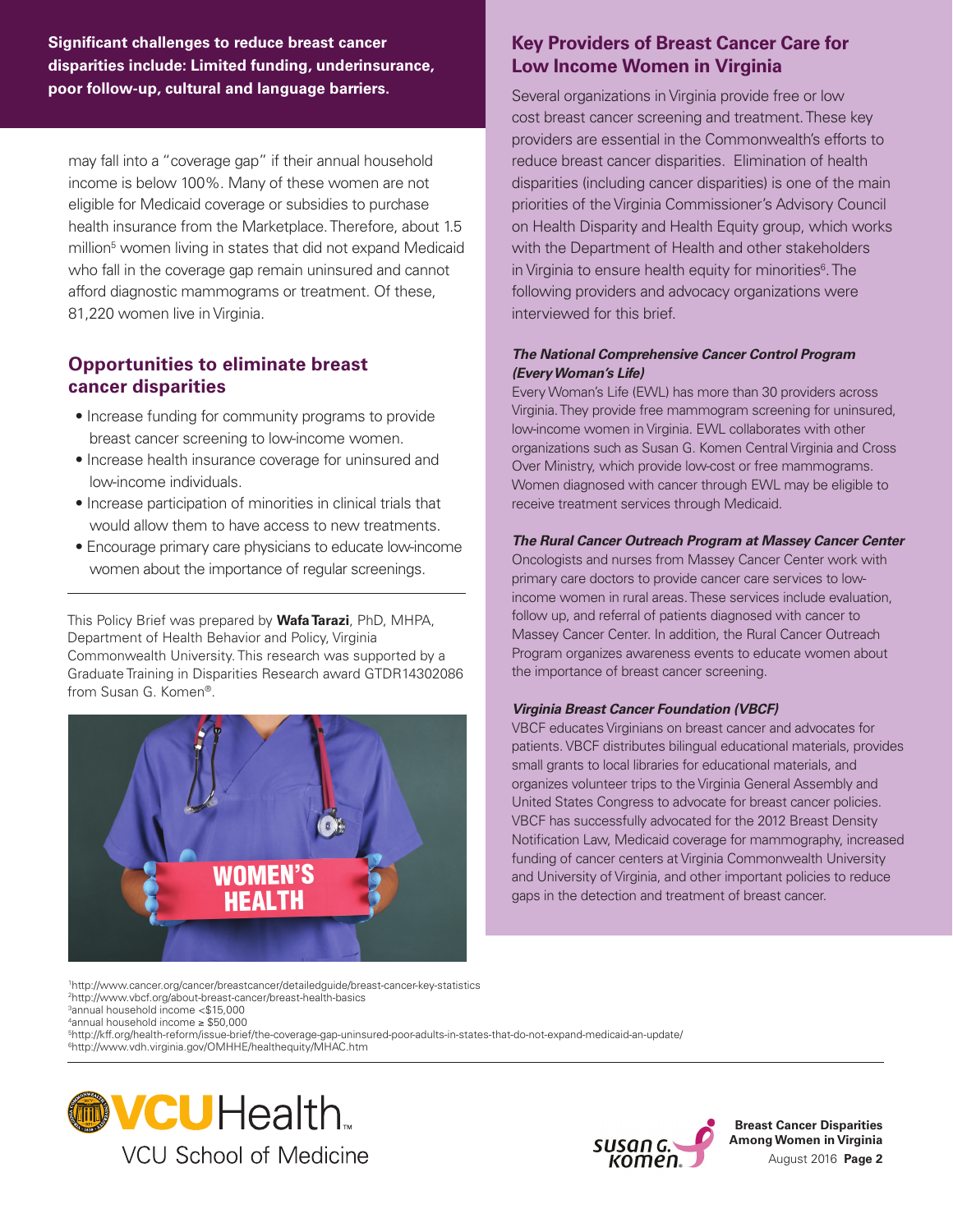**Significant challenges to reduce breast cancer disparities include: Limited funding, underinsurance, poor follow-up, cultural and language barriers.**

may fall into a "coverage gap" if their annual household income is below 100%. Many of these women are not eligible for Medicaid coverage or subsidies to purchase health insurance from the Marketplace. Therefore, about 1.5 million[5] women living in states that did not expand Medicaid who fall in the coverage gap remain uninsured and cannot afford diagnostic mammograms or treatment. Of these, 81,220 women live in Virginia.

## Opportunities to eliminate breast cancer disparities

- Increase funding for community programs to provide breast cancer screening to low-income women.
- Increase health insurance coverage for uninsured and low-income individuals.
- Increase participation of minorities in clinical trials that would allow them to have access to new treatments.
- Encourage primary care physicians to educate low-income women about the importance of regular screenings.

This Policy Brief was prepared by **Wafa Tarazi**, PhD, MHPA, Department of Health Behavior and Policy, Virginia Commonwealth University. This research was supported by a Graduate Training in Disparities Research award GTDR14302086 from Susan G. Komen®.

## Key Providers of Breast Cancer Care for Low Income Women in Virginia

Several organizations in Virginia provide free or low cost breast cancer screening and treatment. These key providers are essential in the Commonwealth's efforts to reduce breast cancer disparities. Elimination of health disparities (including cancer disparities) is one of the main priorities of the Virginia Commissioner's Advisory Council on Health Disparity and Health Equity group, which works with the Department of Health and other stakeholders in Virginia to ensure health equity for minorities[6]. The following providers and advocacy organizations were interviewed for this brief.

***The National Comprehensive Cancer Control Program (Every Woman's Life)***

Every Woman's Life (EWL) has more than 30 providers across Virginia. They provide free mammogram screening for uninsured, low-income women in Virginia. EWL collaborates with other organizations such as Susan G. Komen Central Virginia and Cross Over Ministry, which provide low-cost or free mammograms. Women diagnosed with cancer through EWL may be eligible to receive treatment services through Medicaid.

***The Rural Cancer Outreach Program at Massey Cancer Center***

Oncologists and nurses from Massey Cancer Center work with primary care doctors to provide cancer care services to low-income women in rural areas. These services include evaluation, follow up, and referral of patients diagnosed with cancer to Massey Cancer Center. In addition, the Rural Cancer Outreach Program organizes awareness events to educate women about the importance of breast cancer screening.

***Virginia Breast Cancer Foundation (VBCF)***

VBCF educates Virginians on breast cancer and advocates for patients. VBCF distributes bilingual educational materials, provides small grants to local libraries for educational materials, and organizes volunteer trips to the Virginia General Assembly and United States Congress to advocate for breast cancer policies. VBCF has successfully advocated for the 2012 Breast Density Notification Law, Medicaid coverage for mammography, increased funding of cancer centers at Virginia Commonwealth University and University of Virginia, and other important policies to reduce gaps in the detection and treatment of breast cancer.

[1]http://www.cancer.org/cancer/breastcancer/detailedguide/breast-cancer-key-statistics
[2]http://www.vbcf.org/about-breast-cancer/breast-health-basics
[3]annual household income <$15,000
[4]annual household income ≥ $50,000
[5]http://kff.org/health-reform/issue-brief/the-coverage-gap-uninsured-poor-adults-in-states-that-do-not-expand-medicaid-an-update/
[6]http://www.vdh.virginia.gov/OMHHE/healthequity/MHAC.htm

VCU Health
VCU School of Medicine

Susan G. Komen

**Breast Cancer Disparities Among Women in Virginia**
August 2016